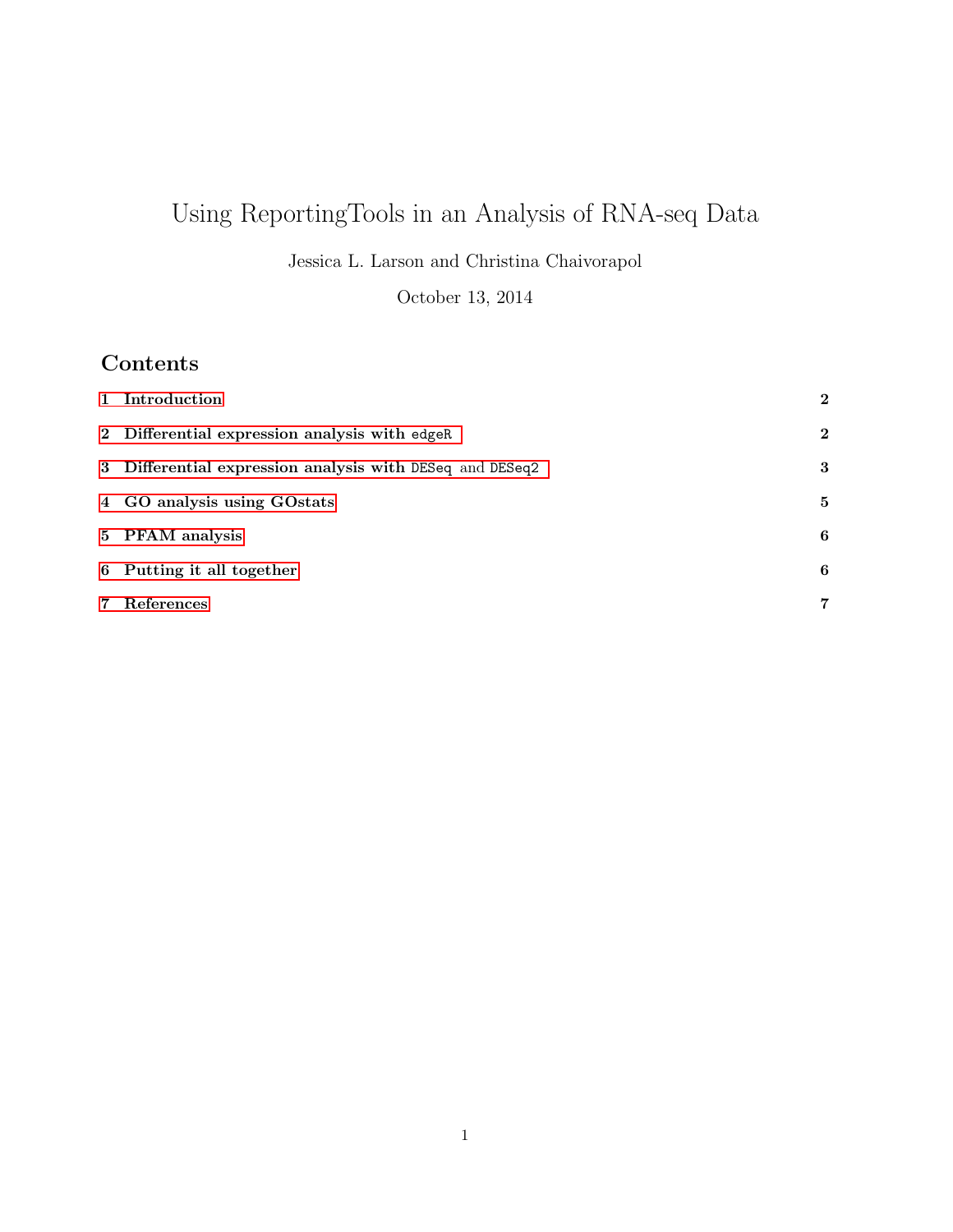# Using ReportingTools in an Analysis of RNA-seq Data

Jessica L. Larson and Christina Chaivorapol

October 13, 2014

## Contents

1 Introduction 2

2 Differential expression analysis with `edgeR` 2

3 Differential expression analysis with `DESeq` and `DESeq2` 3

4 GO analysis using GOstats 5

5 PFAM analysis 6

6 Putting it all together 6

7 References 7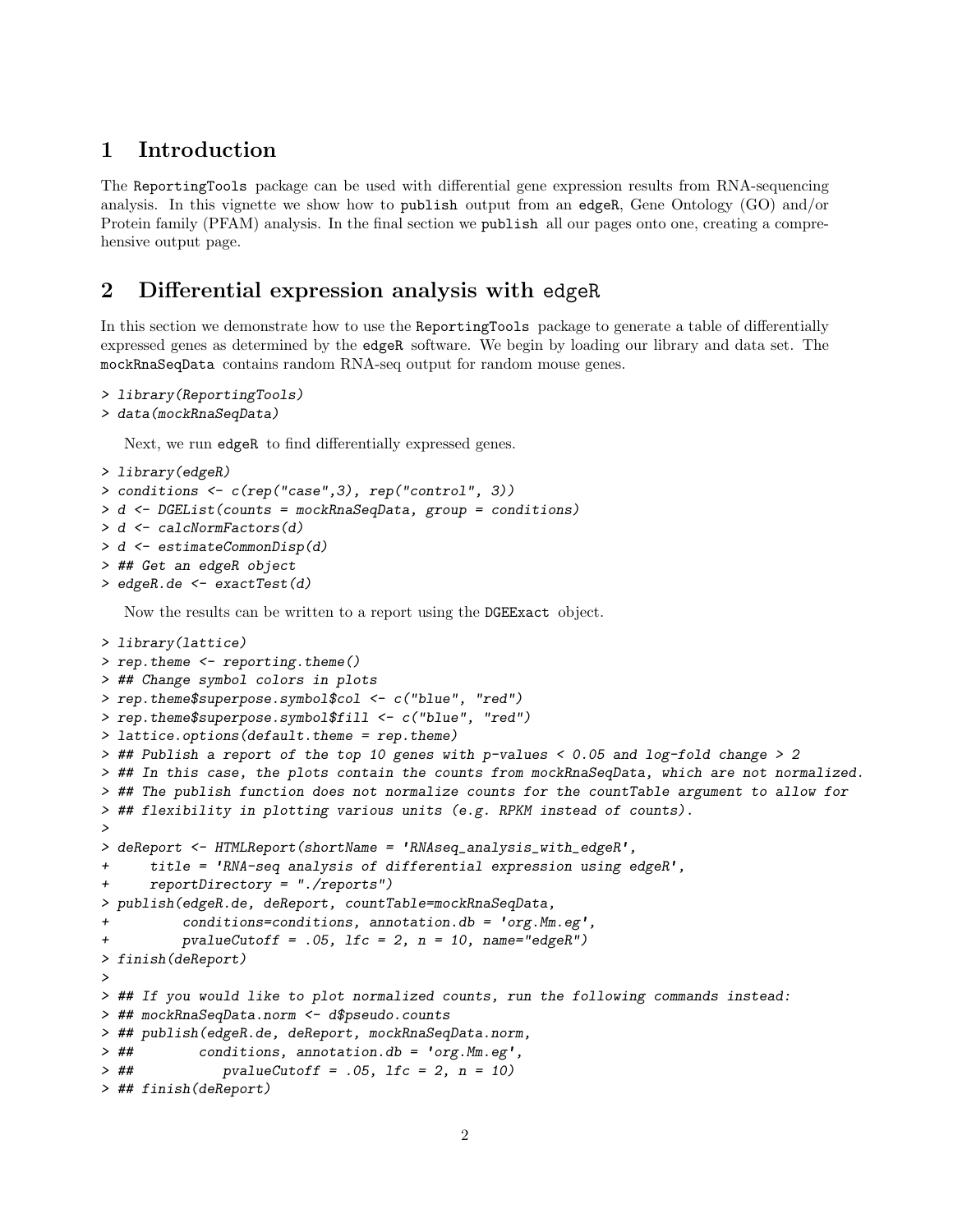# 1 Introduction

The ReportingTools package can be used with differential gene expression results from RNA-sequencing analysis. In this vignette we show how to publish output from an edgeR, Gene Ontology (GO) and/or Protein family (PFAM) analysis. In the final section we publish all our pages onto one, creating a comprehensive output page.

# 2 Differential expression analysis with edgeR

In this section we demonstrate how to use the ReportingTools package to generate a table of differentially expressed genes as determined by the edgeR software. We begin by loading our library and data set. The mockRnaSeqData contains random RNA-seq output for random mouse genes.

```
> library(ReportingTools)
> data(mockRnaSeqData)
```

Next, we run edgeR to find differentially expressed genes.

```
> library(edgeR)
> conditions <- c(rep("case",3), rep("control", 3))
> d <- DGEList(counts = mockRnaSeqData, group = conditions)
> d <- calcNormFactors(d)
> d <- estimateCommonDisp(d)
> ## Get an edgeR object
> edgeR.de <- exactTest(d)
```

Now the results can be written to a report using the DGEExact object.

```
> library(lattice)
> rep.theme <- reporting.theme()
> ## Change symbol colors in plots
> rep.theme$superpose.symbol$col <- c("blue", "red")
> rep.theme$superpose.symbol$fill <- c("blue", "red")
> lattice.options(default.theme = rep.theme)
> ## Publish a report of the top 10 genes with p-values < 0.05 and log-fold change > 2
> ## In this case, the plots contain the counts from mockRnaSeqData, which are not normalized.
> ## The publish function does not normalize counts for the countTable argument to allow for
> ## flexibility in plotting various units (e.g. RPKM instead of counts).
>
> deReport <- HTMLReport(shortName = 'RNAseq_analysis_with_edgeR',
+     title = 'RNA-seq analysis of differential expression using edgeR',
+     reportDirectory = "./reports")
> publish(edgeR.de, deReport, countTable=mockRnaSeqData,
+         conditions=conditions, annotation.db = 'org.Mm.eg',
+         pvalueCutoff = .05, lfc = 2, n = 10, name="edgeR")
> finish(deReport)
>
> ## If you would like to plot normalized counts, run the following commands instead:
> ## mockRnaSeqData.norm <- d$pseudo.counts
> ## publish(edgeR.de, deReport, mockRnaSeqData.norm,
> ##        conditions, annotation.db = 'org.Mm.eg',
> ##           pvalueCutoff = .05, lfc = 2, n = 10)
> ## finish(deReport)
```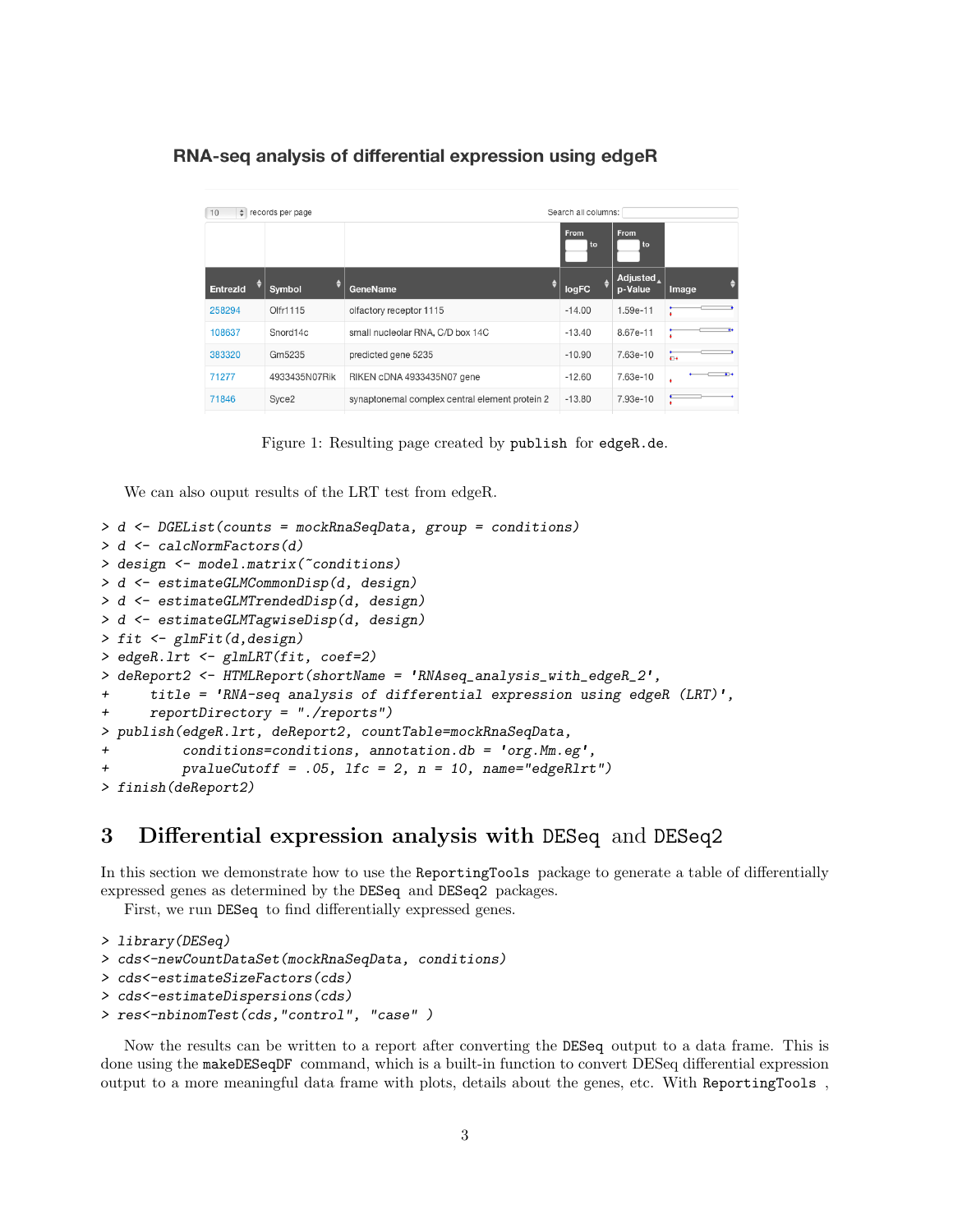**RNA-seq analysis of differential expression using edgeR**

10 records per page Search all columns:

| EntrezId | Symbol | GeneName | logFC | Adjusted p-Value | Image |
|---|---|---|---|---|---|
| 258294 | Olfr1115 | olfactory receptor 1115 | -14.00 | 1.59e-11 | |
| 108637 | Snord14c | small nucleolar RNA, C/D box 14C | -13.40 | 8.67e-11 | |
| 383320 | Gm5235 | predicted gene 5235 | -10.90 | 7.63e-10 | |
| 71277 | 4933435N07Rik | RIKEN cDNA 4933435N07 gene | -12.60 | 7.63e-10 | |
| 71846 | Syce2 | synaptonemal complex central element protein 2 | -13.80 | 7.93e-10 | |

Figure 1: Resulting page created by `publish` for `edgeR.de`.

We can also ouput results of the LRT test from edgeR.

```
> d <- DGEList(counts = mockRnaSeqData, group = conditions)
> d <- calcNormFactors(d)
> design <- model.matrix(~conditions)
> d <- estimateGLMCommonDisp(d, design)
> d <- estimateGLMTrendedDisp(d, design)
> d <- estimateGLMTagwiseDisp(d, design)
> fit <- glmFit(d,design)
> edgeR.lrt <- glmLRT(fit, coef=2)
> deReport2 <- HTMLReport(shortName = 'RNAseq_analysis_with_edgeR_2',
+     title = 'RNA-seq analysis of differential expression using edgeR (LRT)',
+     reportDirectory = "./reports")
> publish(edgeR.lrt, deReport2, countTable=mockRnaSeqData,
+         conditions=conditions, annotation.db = 'org.Mm.eg',
+         pvalueCutoff = .05, lfc = 2, n = 10, name="edgeRlrt")
> finish(deReport2)
```

## 3 Differential expression analysis with DESeq and DESeq2

In this section we demonstrate how to use the `ReportingTools` package to generate a table of differentially expressed genes as determined by the `DESeq` and `DESeq2` packages.

First, we run `DESeq` to find differentially expressed genes.

```
> library(DESeq)
> cds<-newCountDataSet(mockRnaSeqData, conditions)
> cds<-estimateSizeFactors(cds)
> cds<-estimateDispersions(cds)
> res<-nbinomTest(cds,"control", "case" )
```

Now the results can be written to a report after converting the `DESeq` output to a data frame. This is done using the `makeDESeqDF` command, which is a built-in function to convert DESeq differential expression output to a more meaningful data frame with plots, details about the genes, etc. With `ReportingTools` ,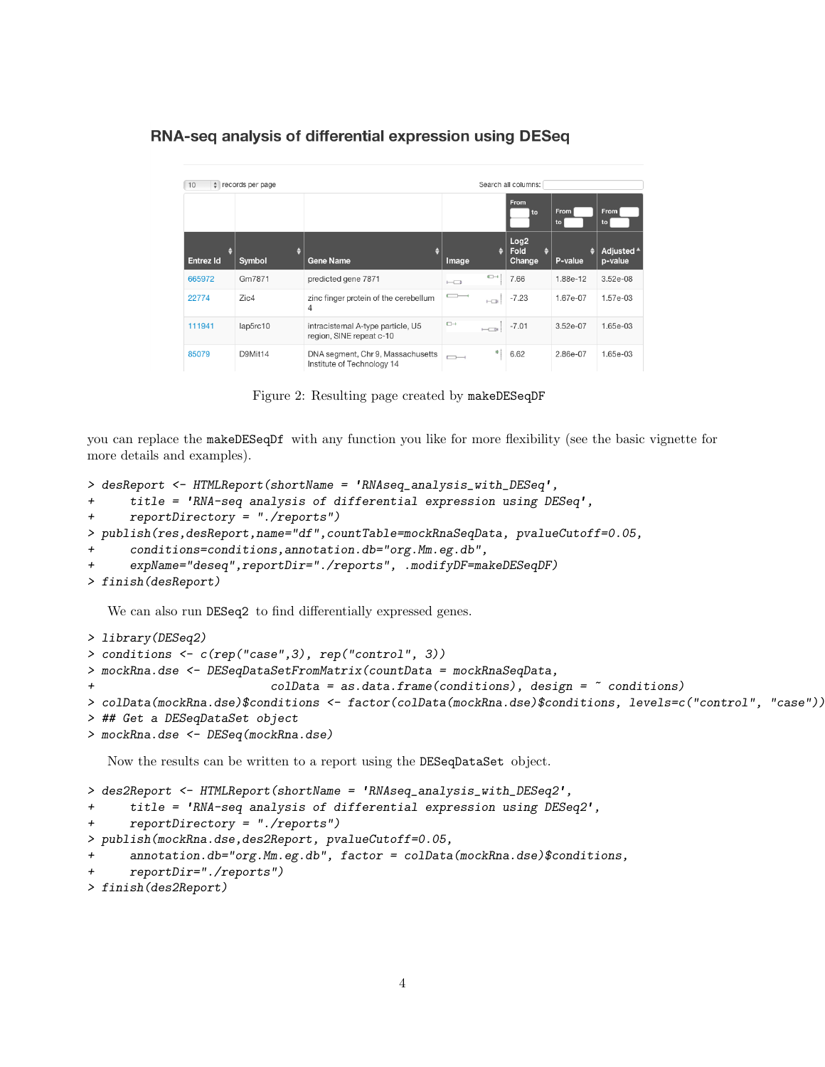## RNA-seq analysis of differential expression using DESeq

10 records per page    Search all columns:

| Entrez Id | Symbol | Gene Name | Image | Log2 Fold Change | P-value | Adjusted p-value |
|---|---|---|---|---|---|---|
| 665972 | Gm7871 | predicted gene 7871 | | 7.66 | 1.88e-12 | 3.52e-08 |
| 22774 | Zic4 | zinc finger protein of the cerebellum 4 | | -7.23 | 1.67e-07 | 1.57e-03 |
| 111941 | Iap5rc10 | intracisternal A-type particle, U5 region, SINE repeat c-10 | | -7.01 | 3.52e-07 | 1.65e-03 |
| 85079 | D9Mit14 | DNA segment, Chr 9, Massachusetts Institute of Technology 14 | | 6.62 | 2.86e-07 | 1.65e-03 |

Figure 2: Resulting page created by makeDESeqDF

you can replace the makeDESeqDf with any function you like for more flexibility (see the basic vignette for more details and examples).

```
> desReport <- HTMLReport(shortName = 'RNAseq_analysis_with_DESeq',
+     title = 'RNA-seq analysis of differential expression using DESeq',
+     reportDirectory = "./reports")
> publish(res,desReport,name="df",countTable=mockRnaSeqData, pvalueCutoff=0.05,
+     conditions=conditions,annotation.db="org.Mm.eg.db",
+     expName="deseq",reportDir="./reports", .modifyDF=makeDESeqDF)
> finish(desReport)
```

We can also run DESeq2 to find differentially expressed genes.

```
> library(DESeq2)
> conditions <- c(rep("case",3), rep("control", 3))
> mockRna.dse <- DESeqDataSetFromMatrix(countData = mockRnaSeqData,
+                           colData = as.data.frame(conditions), design = ~ conditions)
> colData(mockRna.dse)$conditions <- factor(colData(mockRna.dse)$conditions, levels=c("control", "case"))
> ## Get a DESeqDataSet object
> mockRna.dse <- DESeq(mockRna.dse)
```

Now the results can be written to a report using the DESeqDataSet object.

```
> des2Report <- HTMLReport(shortName = 'RNAseq_analysis_with_DESeq2',
+     title = 'RNA-seq analysis of differential expression using DESeq2',
+     reportDirectory = "./reports")
> publish(mockRna.dse,des2Report, pvalueCutoff=0.05,
+     annotation.db="org.Mm.eg.db", factor = colData(mockRna.dse)$conditions,
+     reportDir="./reports")
> finish(des2Report)
```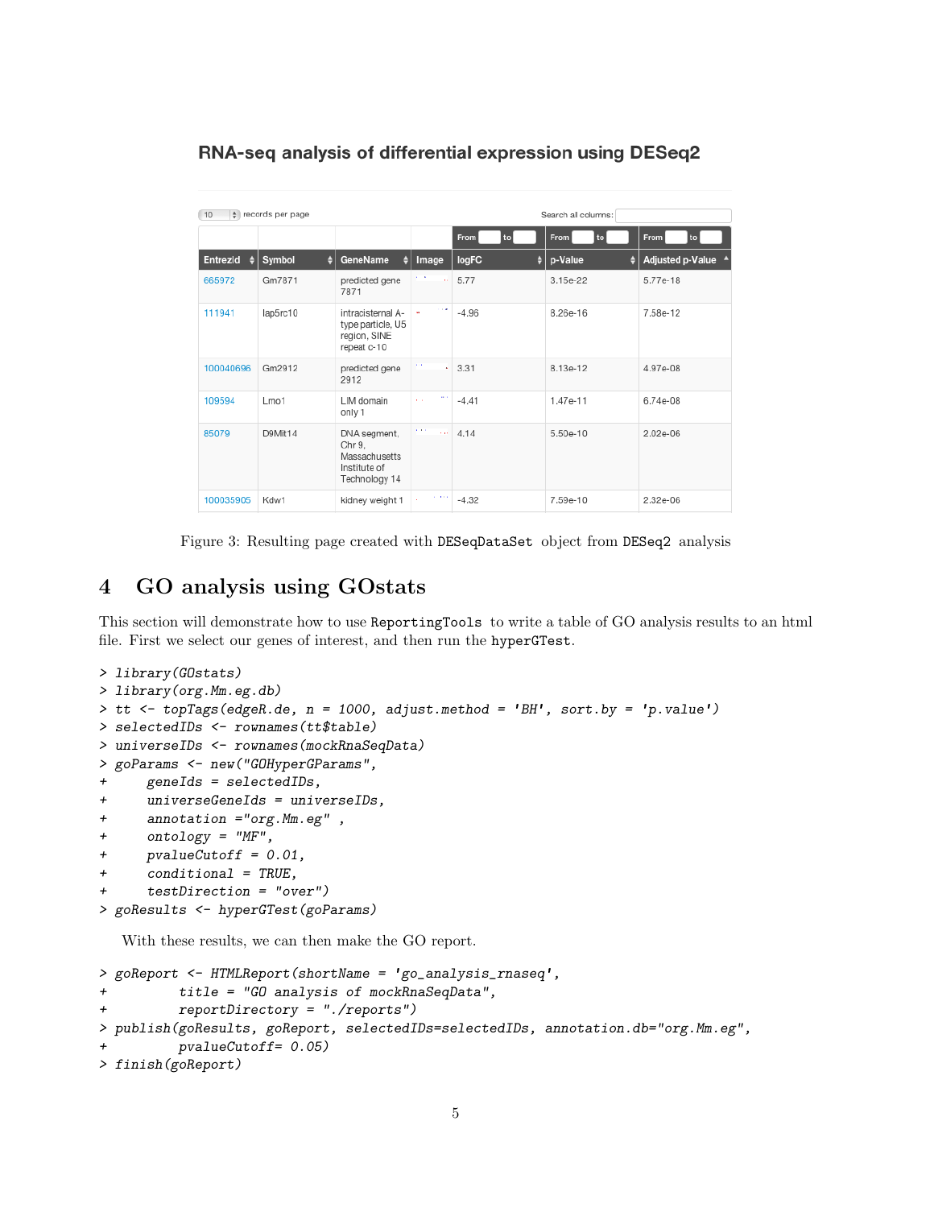RNA-seq analysis of differential expression using DESeq2

10 records per page | Search all columns:

| EntrezId | Symbol | GeneName | Image | logFC | p-Value | Adjusted p-Value |
|---|---|---|---|---|---|---|
| | | | | From to | From to | From to |
| 665972 | Gm7871 | predicted gene 7871 | | 5.77 | 3.15e-22 | 5.77e-18 |
| 111941 | Iap5rc10 | intracisternal A-type particle, U5 region, SINE repeat c-10 | | -4.96 | 8.26e-16 | 7.58e-12 |
| 100040696 | Gm2912 | predicted gene 2912 | | 3.31 | 8.13e-12 | 4.97e-08 |
| 109594 | Lmo1 | LIM domain only 1 | | -4.41 | 1.47e-11 | 6.74e-08 |
| 85079 | D9Mit14 | DNA segment, Chr 9, Massachusetts Institute of Technology 14 | | 4.14 | 5.50e-10 | 2.02e-06 |
| 100035905 | Kdw1 | kidney weight 1 | | -4.32 | 7.59e-10 | 2.32e-06 |

Figure 3: Resulting page created with DESeqDataSet object from DESeq2 analysis

# 4 GO analysis using GOstats

This section will demonstrate how to use ReportingTools to write a table of GO analysis results to an html file. First we select our genes of interest, and then run the hyperGTest.

```
> library(GOstats)
> library(org.Mm.eg.db)
> tt <- topTags(edgeR.de, n = 1000, adjust.method = 'BH', sort.by = 'p.value')
> selectedIDs <- rownames(tt$table)
> universeIDs <- rownames(mockRnaSeqData)
> goParams <- new("GOHyperGParams",
+     geneIds = selectedIDs,
+     universeGeneIds = universeIDs,
+     annotation ="org.Mm.eg" ,
+     ontology = "MF",
+     pvalueCutoff = 0.01,
+     conditional = TRUE,
+     testDirection = "over")
> goResults <- hyperGTest(goParams)
```

With these results, we can then make the GO report.

```
> goReport <- HTMLReport(shortName = 'go_analysis_rnaseq',
+         title = "GO analysis of mockRnaSeqData",
+         reportDirectory = "./reports")
> publish(goResults, goReport, selectedIDs=selectedIDs, annotation.db="org.Mm.eg",
+         pvalueCutoff= 0.05)
> finish(goReport)
```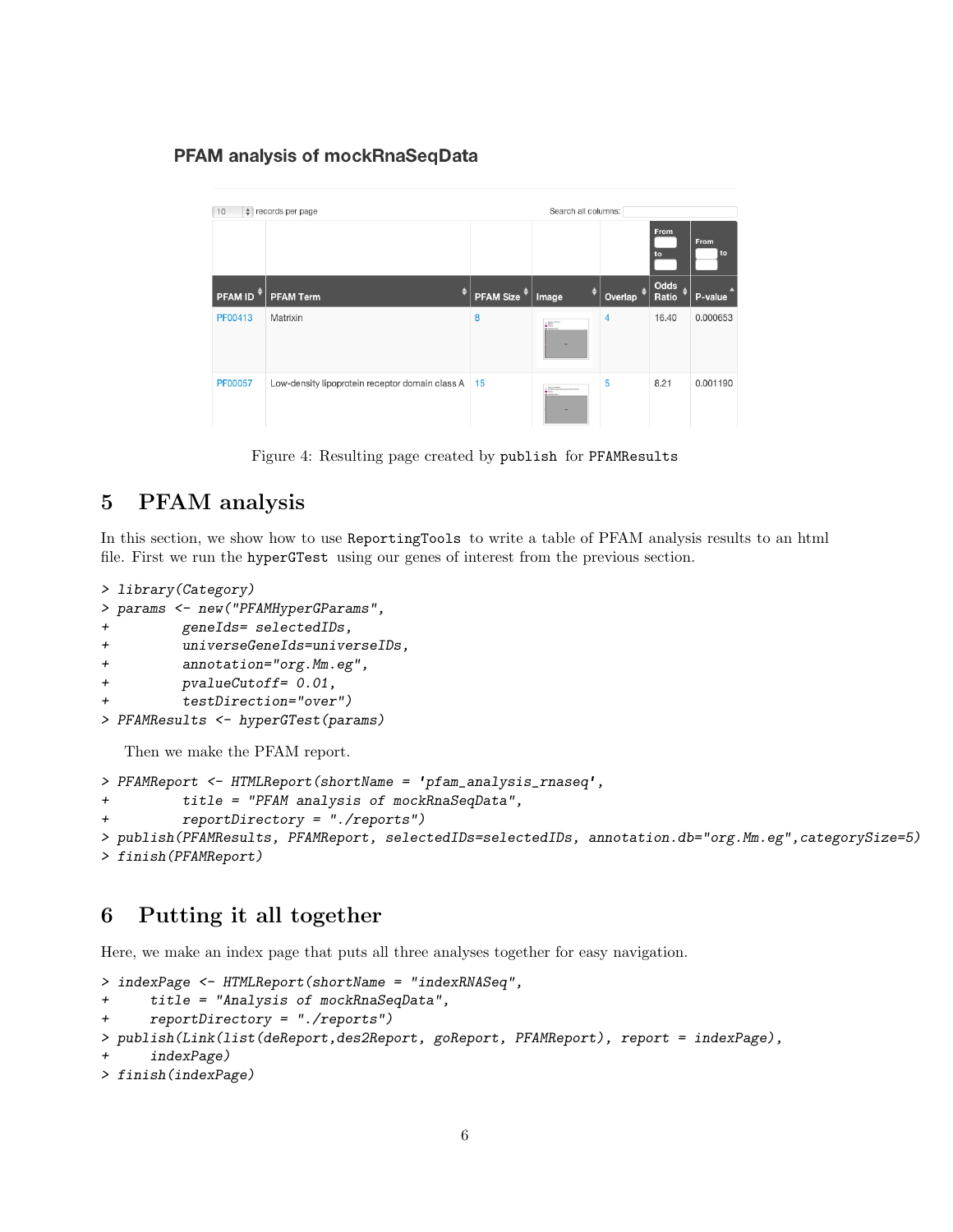**PFAM analysis of mockRnaSeqData**

10 records per page

Search all columns:

| PFAM ID | PFAM Term | PFAM Size | Image | Overlap | Odds Ratio | P-value |
|---|---|---|---|---|---|---|
| PF00413 | Matrixin | 8 | | 4 | 16.40 | 0.000653 |
| PF00057 | Low-density lipoprotein receptor domain class A | 15 | | 5 | 8.21 | 0.001190 |

Figure 4: Resulting page created by `publish` for `PFAMResults`

## 5 PFAM analysis

In this section, we show how to use `ReportingTools` to write a table of PFAM analysis results to an html file. First we run the `hyperGTest` using our genes of interest from the previous section.

```
> library(Category)
> params <- new("PFAMHyperGParams",
+         geneIds= selectedIDs,
+         universeGeneIds=universeIDs,
+         annotation="org.Mm.eg",
+         pvalueCutoff= 0.01,
+         testDirection="over")
> PFAMResults <- hyperGTest(params)
```

Then we make the PFAM report.

```
> PFAMReport <- HTMLReport(shortName = 'pfam_analysis_rnaseq',
+         title = "PFAM analysis of mockRnaSeqData",
+         reportDirectory = "./reports")
> publish(PFAMResults, PFAMReport, selectedIDs=selectedIDs, annotation.db="org.Mm.eg",categorySize=5)
> finish(PFAMReport)
```

## 6 Putting it all together

Here, we make an index page that puts all three analyses together for easy navigation.

```
> indexPage <- HTMLReport(shortName = "indexRNASeq",
+     title = "Analysis of mockRnaSeqData",
+     reportDirectory = "./reports")
> publish(Link(list(deReport,des2Report, goReport, PFAMReport), report = indexPage),
+     indexPage)
> finish(indexPage)
```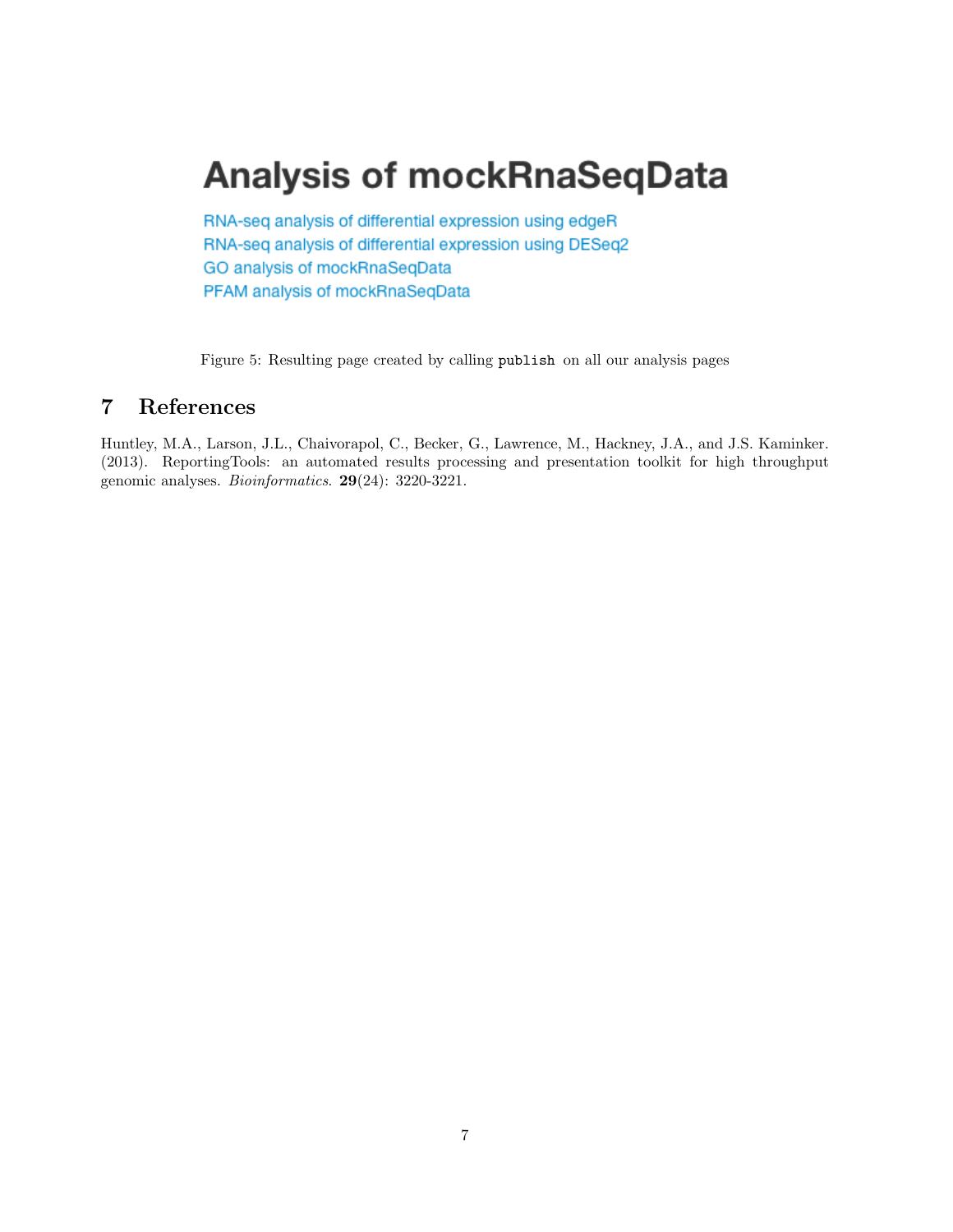# Analysis of mockRnaSeqData

RNA-seq analysis of differential expression using edgeR
RNA-seq analysis of differential expression using DESeq2
GO analysis of mockRnaSeqData
PFAM analysis of mockRnaSeqData

Figure 5: Resulting page created by calling `publish` on all our analysis pages

## 7 References

Huntley, M.A., Larson, J.L., Chaivorapol, C., Becker, G., Lawrence, M., Hackney, J.A., and J.S. Kaminker. (2013). ReportingTools: an automated results processing and presentation toolkit for high throughput genomic analyses. *Bioinformatics.* **29**(24): 3220-3221.